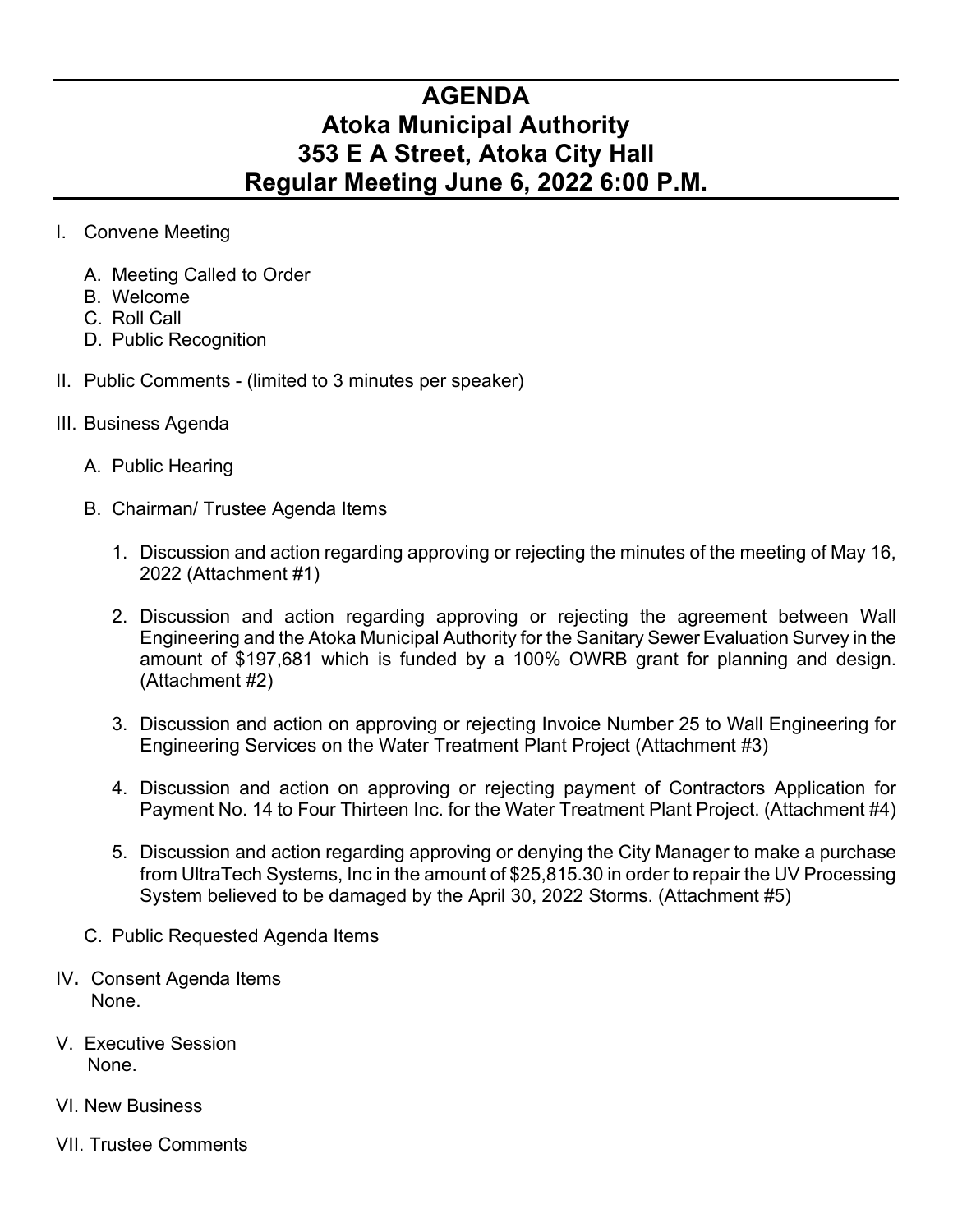# AGENDA
# Atoka Municipal Authority
# 353 E A Street, Atoka City Hall
# Regular Meeting June 6, 2022 6:00 P.M.

I. Convene Meeting

   A. Meeting Called to Order
   B. Welcome
   C. Roll Call
   D. Public Recognition

II. Public Comments - (limited to 3 minutes per speaker)

III. Business Agenda

   A. Public Hearing

   B. Chairman/ Trustee Agenda Items

      1. Discussion and action regarding approving or rejecting the minutes of the meeting of May 16, 2022 (Attachment #1)

      2. Discussion and action regarding approving or rejecting the agreement between Wall Engineering and the Atoka Municipal Authority for the Sanitary Sewer Evaluation Survey in the amount of $197,681 which is funded by a 100% OWRB grant for planning and design. (Attachment #2)

      3. Discussion and action on approving or rejecting Invoice Number 25 to Wall Engineering for Engineering Services on the Water Treatment Plant Project (Attachment #3)

      4. Discussion and action on approving or rejecting payment of Contractors Application for Payment No. 14 to Four Thirteen Inc. for the Water Treatment Plant Project. (Attachment #4)

      5. Discussion and action regarding approving or denying the City Manager to make a purchase from UltraTech Systems, Inc in the amount of $25,815.30 in order to repair the UV Processing System believed to be damaged by the April 30, 2022 Storms. (Attachment #5)

   C. Public Requested Agenda Items

IV**.** Consent Agenda Items
None.

V. Executive Session
None.

VI. New Business

VII. Trustee Comments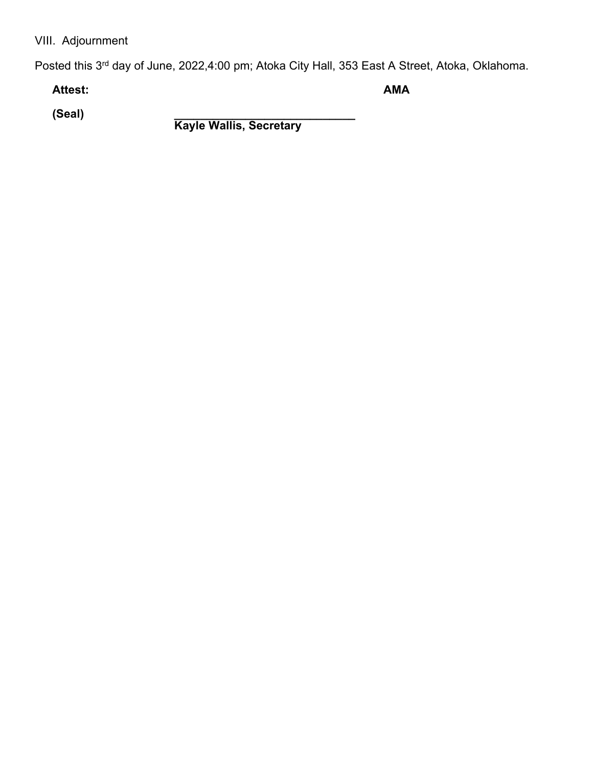VIII. Adjournment

Posted this 3rd day of June, 2022,4:00 pm; Atoka City Hall, 353 East A Street, Atoka, Oklahoma.

**Attest:** **AMA**

**(Seal)** ______________________________

**Kayle Wallis, Secretary**